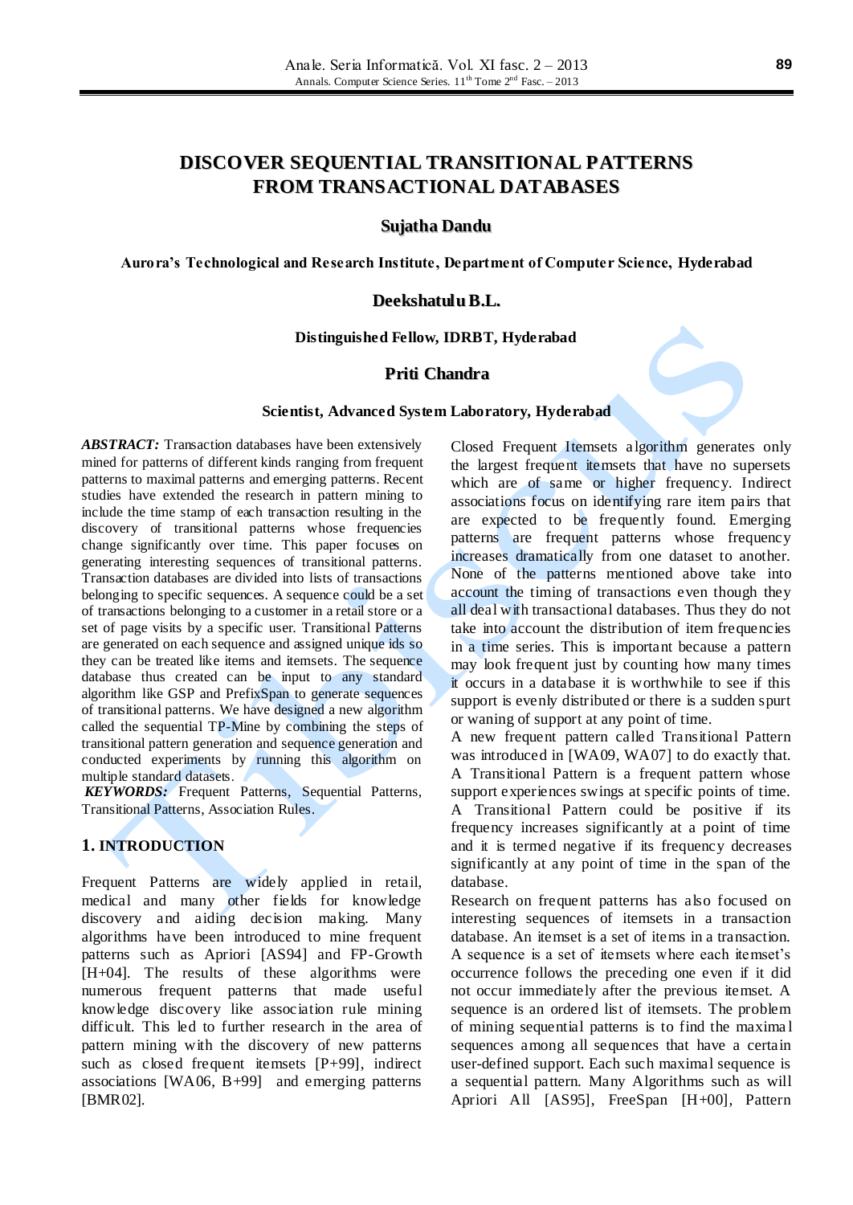# DISCOVER SEQUENTIAL TRANSITIONAL PATTERNS FROM TRANSACTIONAL DATABASES

**Sujatha Dandu**

**Aurora's Technological and Research Institute, Department of Computer Science, Hyderabad**

**Deekshatulu B.L.**

**Distinguished Fellow, IDRBT, Hyderabad**

**Priti Chandra**

**Scientist, Advanced System Laboratory, Hyderabad**

***ABSTRACT:*** Transaction databases have been extensively mined for patterns of different kinds ranging from frequent patterns to maximal patterns and emerging patterns. Recent studies have extended the research in pattern mining to include the time stamp of each transaction resulting in the discovery of transitional patterns whose frequencies change significantly over time. This paper focuses on generating interesting sequences of transitional patterns. Transaction databases are divided into lists of transactions belonging to specific sequences. A sequence could be a set of transactions belonging to a customer in a retail store or a set of page visits by a specific user. Transitional Patterns are generated on each sequence and assigned unique ids so they can be treated like items and itemsets. The sequence database thus created can be input to any standard algorithm like GSP and PrefixSpan to generate sequences of transitional patterns. We have designed a new algorithm called the sequential TP-Mine by combining the steps of transitional pattern generation and sequence generation and conducted experiments by running this algorithm on multiple standard datasets.

***KEYWORDS:*** Frequent Patterns, Sequential Patterns, Transitional Patterns, Association Rules.

## 1. INTRODUCTION

Frequent Patterns are widely applied in retail, medical and many other fields for knowledge discovery and aiding decision making. Many algorithms have been introduced to mine frequent patterns such as Apriori [AS94] and FP-Growth [H+04]. The results of these algorithms were numerous frequent patterns that made useful knowledge discovery like association rule mining difficult. This led to further research in the area of pattern mining with the discovery of new patterns such as closed frequent itemsets [P+99], indirect associations [WA06, B+99] and emerging patterns [BMR02].

Closed Frequent Itemsets algorithm generates only the largest frequent itemsets that have no supersets which are of same or higher frequency. Indirect associations focus on identifying rare item pairs that are expected to be frequently found. Emerging patterns are frequent patterns whose frequency increases dramatically from one dataset to another. None of the patterns mentioned above take into account the timing of transactions even though they all deal with transactional databases. Thus they do not take into account the distribution of item frequencies in a time series. This is important because a pattern may look frequent just by counting how many times it occurs in a database it is worthwhile to see if this support is evenly distributed or there is a sudden spurt or waning of support at any point of time.

A new frequent pattern called Transitional Pattern was introduced in [WA09, WA07] to do exactly that. A Transitional Pattern is a frequent pattern whose support experiences swings at specific points of time. A Transitional Pattern could be positive if its frequency increases significantly at a point of time and it is termed negative if its frequency decreases significantly at any point of time in the span of the database.

Research on frequent patterns has also focused on interesting sequences of itemsets in a transaction database. An itemset is a set of items in a transaction. A sequence is a set of itemsets where each itemset's occurrence follows the preceding one even if it did not occur immediately after the previous itemset. A sequence is an ordered list of itemsets. The problem of mining sequential patterns is to find the maximal sequences among all sequences that have a certain user-defined support. Each such maximal sequence is a sequential pattern. Many Algorithms such as will Apriori All [AS95], FreeSpan [H+00], Pattern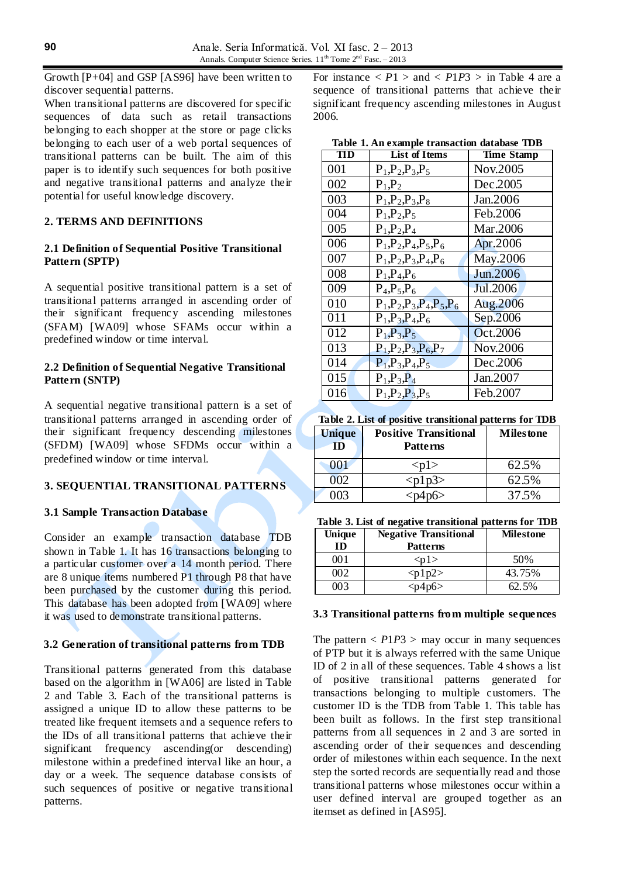Growth [P+04] and GSP [AS96] have been written to discover sequential patterns.

When transitional patterns are discovered for specific sequences of data such as retail transactions belonging to each shopper at the store or page clicks belonging to each user of a web portal sequences of transitional patterns can be built. The aim of this paper is to identify such sequences for both positive and negative transitional patterns and analyze their potential for useful knowledge discovery.

## 2. TERMS AND DEFINITIONS

### 2.1 Definition of Sequential Positive Transitional Pattern (SPTP)

A sequential positive transitional pattern is a set of transitional patterns arranged in ascending order of their significant frequency ascending milestones (SFAM) [WA09] whose SFAMs occur within a predefined window or time interval.

### 2.2 Definition of Sequential Negative Transitional Pattern (SNTP)

A sequential negative transitional pattern is a set of transitional patterns arranged in ascending order of their significant frequency descending milestones (SFDM) [WA09] whose SFDMs occur within a predefined window or time interval.

## 3. SEQUENTIAL TRANSITIONAL PATTERNS

### 3.1 Sample Transaction Database

Consider an example transaction database TDB shown in Table 1. It has 16 transactions belonging to a particular customer over a 14 month period. There are 8 unique items numbered P1 through P8 that have been purchased by the customer during this period. This database has been adopted from [WA09] where it was used to demonstrate transitional patterns.

### 3.2 Generation of transitional patterns from TDB

Transitional patterns generated from this database based on the algorithm in [WA06] are listed in Table 2 and Table 3. Each of the transitional patterns is assigned a unique ID to allow these patterns to be treated like frequent itemsets and a sequence refers to the IDs of all transitional patterns that achieve their significant frequency ascending(or descending) milestone within a predefined interval like an hour, a day or a week. The sequence database consists of such sequences of positive or negative transitional patterns.

For instance $< P1 >$ and $< P1P3 >$ in Table 4 are a sequence of transitional patterns that achieve their significant frequency ascending milestones in August 2006.

**Table 1. An example transaction database TDB**

| TID | List of Items | Time Stamp |
|---|---|---|
| 001 | $P_1,P_2,P_3,P_5$ | Nov.2005 |
| 002 | $P_1,P_2$ | Dec.2005 |
| 003 | $P_1,P_2,P_3,P_8$ | Jan.2006 |
| 004 | $P_1,P_2,P_5$ | Feb.2006 |
| 005 | $P_1,P_2,P_4$ | Mar.2006 |
| 006 | $P_1,P_2,P_4,P_5,P_6$ | Apr.2006 |
| 007 | $P_1,P_2,P_3,P_4,P_6$ | May.2006 |
| 008 | $P_1,P_4,P_6$ | Jun.2006 |
| 009 | $P_4,P_5,P_6$ | Jul.2006 |
| 010 | $P_1,P_2,P_3,P_4,P_5,P_6$ | Aug.2006 |
| 011 | $P_1,P_3,P_4,P_6$ | Sep.2006 |
| 012 | $P_1,P_3,P_5$ | Oct.2006 |
| 013 | $P_1,P_2,P_3,P_6,P_7$ | Nov.2006 |
| 014 | $P_1,P_3,P_4,P_5$ | Dec.2006 |
| 015 | $P_1,P_3,P_4$ | Jan.2007 |
| 016 | $P_1,P_2,P_3,P_5$ | Feb.2007 |

**Table 2. List of positive transitional patterns for TDB**

| Unique ID | Positive Transitional Patterns | Milestone |
|---|---|---|
| 001 | <p1> | 62.5% |
| 002 | <p1p3> | 62.5% |
| 003 | <p4p6> | 37.5% |

**Table 3. List of negative transitional patterns for TDB**

| Unique ID | Negative Transitional Patterns | Milestone |
|---|---|---|
| 001 | <p1> | 50% |
| 002 | <p1p2> | 43.75% |
| 003 | <p4p6> | 62.5% |

### 3.3 Transitional patterns from multiple sequences

The pattern $< P1P3 >$ may occur in many sequences of PTP but it is always referred with the same Unique ID of 2 in all of these sequences. Table 4 shows a list of positive transitional patterns generated for transactions belonging to multiple customers. The customer ID is the TDB from Table 1. This table has been built as follows. In the first step transitional patterns from all sequences in 2 and 3 are sorted in ascending order of their sequences and descending order of milestones within each sequence. In the next step the sorted records are sequentially read and those transitional patterns whose milestones occur within a user defined interval are grouped together as an itemset as defined in [AS95].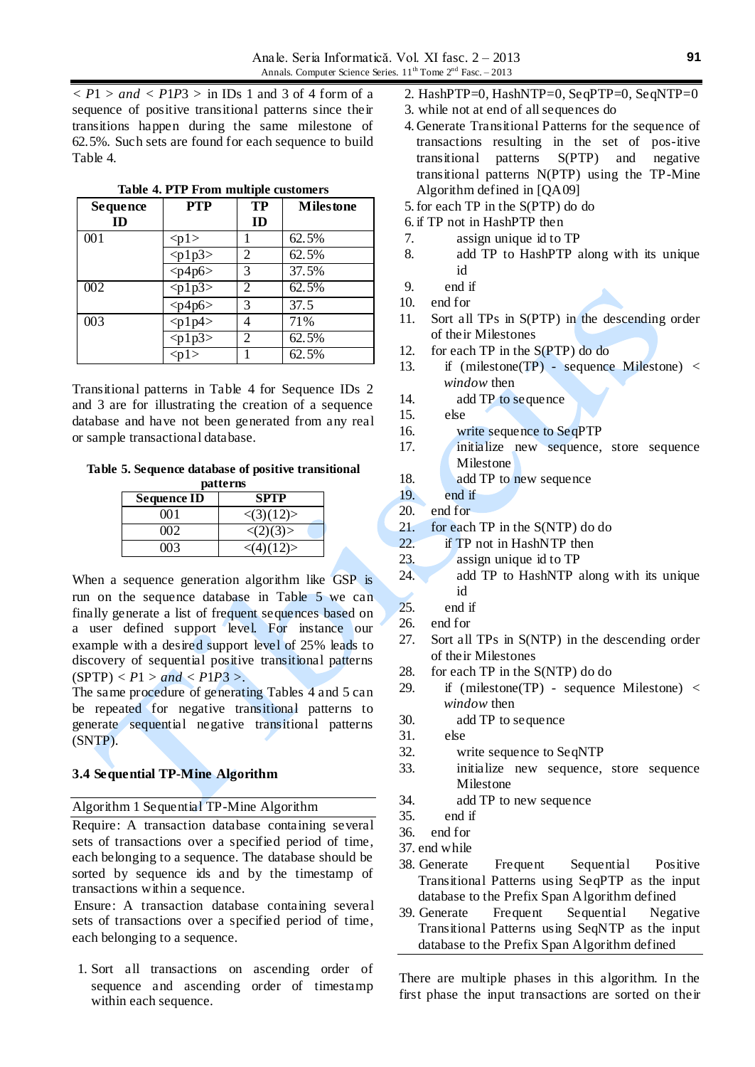< *P1* > *and* < *P1P3* > in IDs 1 and 3 of 4 form of a sequence of positive transitional patterns since their transitions happen during the same milestone of 62.5%. Such sets are found for each sequence to build Table 4.

**Table 4. PTP From multiple customers**

| Sequence ID | PTP | TP ID | Milestone |
|---|---|---|---|
| 001 | <p1> | 1 | 62.5% |
| | <p1p3> | 2 | 62.5% |
| | <p4p6> | 3 | 37.5% |
| 002 | <p1p3> | 2 | 62.5% |
| | <p4p6> | 3 | 37.5 |
| 003 | <p1p4> | 4 | 71% |
| | <p1p3> | 2 | 62.5% |
| | <p1> | 1 | 62.5% |

Transitional patterns in Table 4 for Sequence IDs 2 and 3 are for illustrating the creation of a sequence database and have not been generated from any real or sample transactional database.

**Table 5. Sequence database of positive transitional patterns**

| Sequence ID | SPTP |
|---|---|
| 001 | <(3)(12)> |
| 002 | <(2)(3)> |
| 003 | <(4)(12)> |

When a sequence generation algorithm like GSP is run on the sequence database in Table 5 we can finally generate a list of frequent sequences based on a user defined support level. For instance our example with a desired support level of 25% leads to discovery of sequential positive transitional patterns (SPTP) < *P1* > *and* < *P1P3* >.
The same procedure of generating Tables 4 and 5 can be repeated for negative transitional patterns to generate sequential negative transitional patterns (SNTP).

### 3.4 Sequential TP-Mine Algorithm

Algorithm 1 Sequential TP-Mine Algorithm

Require: A transaction database containing several sets of transactions over a specified period of time, each belonging to a sequence. The database should be sorted by sequence ids and by the timestamp of transactions within a sequence.

Ensure: A transaction database containing several sets of transactions over a specified period of time, each belonging to a sequence.

1. Sort all transactions on ascending order of sequence and ascending order of timestamp within each sequence.
2. HashPTP=0, HashNTP=0, SeqPTP=0, SeqNTP=0
3. while not at end of all sequences do
4. Generate Transitional Patterns for the sequence of transactions resulting in the set of pos-itive transitional patterns S(PTP) and negative transitional patterns N(PTP) using the TP-Mine Algorithm defined in [QA09]
5. for each TP in the S(PTP) do do
6. if TP not in HashPTP then
7. assign unique id to TP
8. add TP to HashPTP along with its unique id
9. end if
10. end for
11. Sort all TPs in S(PTP) in the descending order of their Milestones
12. for each TP in the S(PTP) do do
13. if (milestone(TP) - sequence Milestone) < *window* then
14. add TP to sequence
15. else
16. write sequence to SeqPTP
17. initialize new sequence, store sequence Milestone
18. add TP to new sequence
19. end if
20. end for
21. for each TP in the S(NTP) do do
22. if TP not in HashNTP then
23. assign unique id to TP
24. add TP to HashNTP along with its unique id
25. end if
26. end for
27. Sort all TPs in S(NTP) in the descending order of their Milestones
28. for each TP in the S(NTP) do do
29. if (milestone(TP) - sequence Milestone) < *window* then
30. add TP to sequence
31. else
32. write sequence to SeqNTP
33. initialize new sequence, store sequence Milestone
34. add TP to new sequence
35. end if
36. end for
37. end while
38. Generate Frequent Sequential Positive Transitional Patterns using SeqPTP as the input database to the Prefix Span Algorithm defined
39. Generate Frequent Sequential Negative Transitional Patterns using SeqNTP as the input database to the Prefix Span Algorithm defined

There are multiple phases in this algorithm. In the first phase the input transactions are sorted on their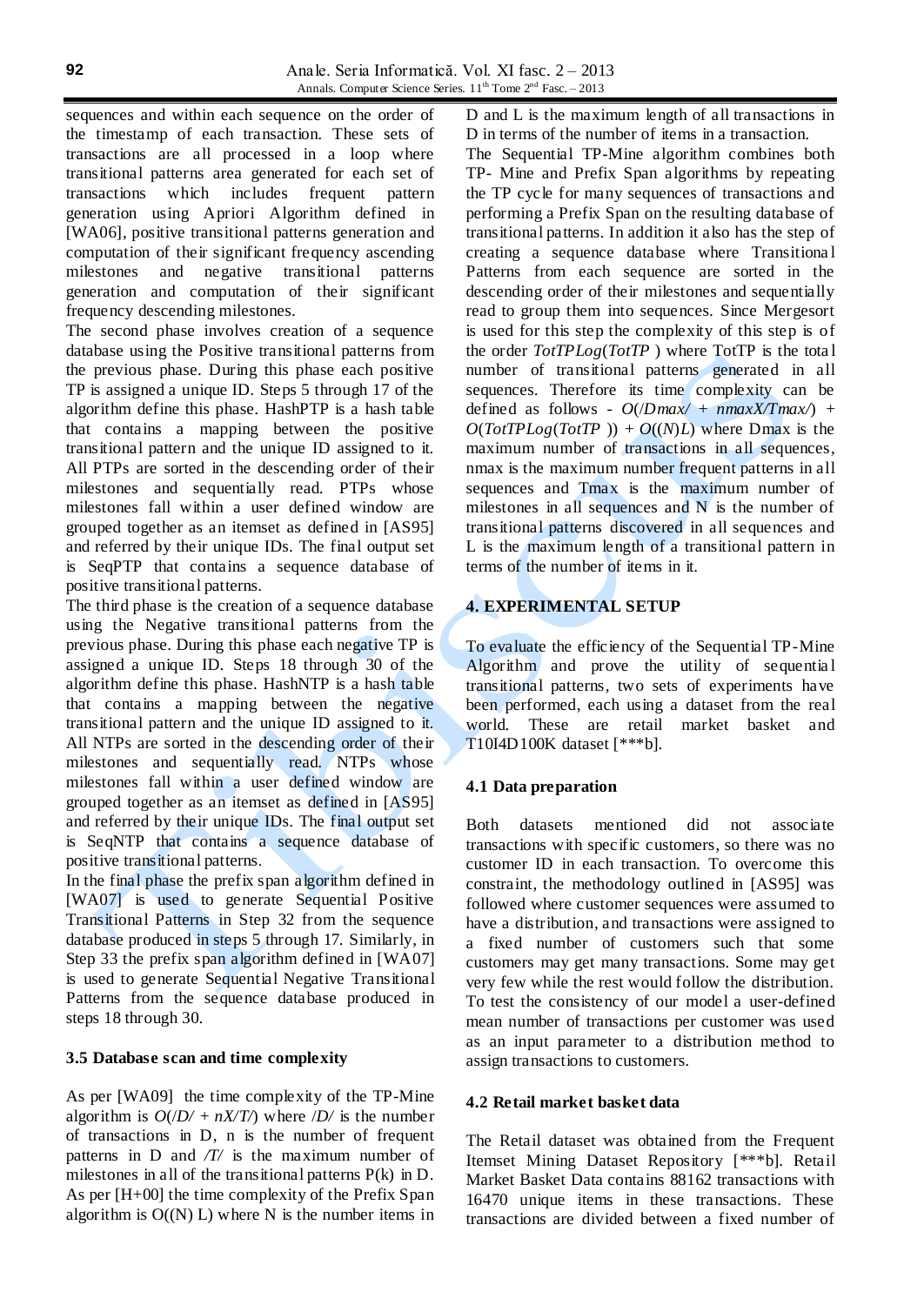sequences and within each sequence on the order of the timestamp of each transaction. These sets of transactions are all processed in a loop where transitional patterns area generated for each set of transactions which includes frequent pattern generation using Apriori Algorithm defined in [WA06], positive transitional patterns generation and computation of their significant frequency ascending milestones and negative transitional patterns generation and computation of their significant frequency descending milestones.

The second phase involves creation of a sequence database using the Positive transitional patterns from the previous phase. During this phase each positive TP is assigned a unique ID. Steps 5 through 17 of the algorithm define this phase. HashPTP is a hash table that contains a mapping between the positive transitional pattern and the unique ID assigned to it. All PTPs are sorted in the descending order of their milestones and sequentially read. PTPs whose milestones fall within a user defined window are grouped together as an itemset as defined in [AS95] and referred by their unique IDs. The final output set is SeqPTP that contains a sequence database of positive transitional patterns.

The third phase is the creation of a sequence database using the Negative transitional patterns from the previous phase. During this phase each negative TP is assigned a unique ID. Steps 18 through 30 of the algorithm define this phase. HashNTP is a hash table that contains a mapping between the negative transitional pattern and the unique ID assigned to it. All NTPs are sorted in the descending order of their milestones and sequentially read. NTPs whose milestones fall within a user defined window are grouped together as an itemset as defined in [AS95] and referred by their unique IDs. The final output set is SeqNTP that contains a sequence database of positive transitional patterns.

In the final phase the prefix span algorithm defined in [WA07] is used to generate Sequential Positive Transitional Patterns in Step 32 from the sequence database produced in steps 5 through 17. Similarly, in Step 33 the prefix span algorithm defined in [WA07] is used to generate Sequential Negative Transitional Patterns from the sequence database produced in steps 18 through 30.

### 3.5 Database scan and time complexity

As per [WA09] the time complexity of the TP-Mine algorithm is $O(|D| + nX|T|)$ where $|D|$ is the number of transactions in D, n is the number of frequent patterns in D and $|T|$ is the maximum number of milestones in all of the transitional patterns P(k) in D. As per [H+00] the time complexity of the Prefix Span algorithm is O((N) L) where N is the number items in D and L is the maximum length of all transactions in D in terms of the number of items in a transaction.

The Sequential TP-Mine algorithm combines both TP- Mine and Prefix Span algorithms by repeating the TP cycle for many sequences of transactions and performing a Prefix Span on the resulting database of transitional patterns. In addition it also has the step of creating a sequence database where Transitional Patterns from each sequence are sorted in the descending order of their milestones and sequentially read to group them into sequences. Since Mergesort is used for this step the complexity of this step is of the order $TotTPLog(TotTP)$ where TotTP is the total number of transitional patterns generated in all sequences. Therefore its time complexity can be defined as follows - $O(|Dmax| + nmaxX/Tmax|) + O(TotTPLog(TotTP)) + O((N)L)$ where Dmax is the maximum number of transactions in all sequences, nmax is the maximum number frequent patterns in all sequences and Tmax is the maximum number of milestones in all sequences and N is the number of transitional patterns discovered in all sequences and L is the maximum length of a transitional pattern in terms of the number of items in it.

## 4. EXPERIMENTAL SETUP

To evaluate the efficiency of the Sequential TP-Mine Algorithm and prove the utility of sequential transitional patterns, two sets of experiments have been performed, each using a dataset from the real world. These are retail market basket and T10I4D100K dataset [***b].

### 4.1 Data preparation

Both datasets mentioned did not associate transactions with specific customers, so there was no customer ID in each transaction. To overcome this constraint, the methodology outlined in [AS95] was followed where customer sequences were assumed to have a distribution, and transactions were assigned to a fixed number of customers such that some customers may get many transactions. Some may get very few while the rest would follow the distribution. To test the consistency of our model a user-defined mean number of transactions per customer was used as an input parameter to a distribution method to assign transactions to customers.

### 4.2 Retail market basket data

The Retail dataset was obtained from the Frequent Itemset Mining Dataset Repository [***b]. Retail Market Basket Data contains 88162 transactions with 16470 unique items in these transactions. These transactions are divided between a fixed number of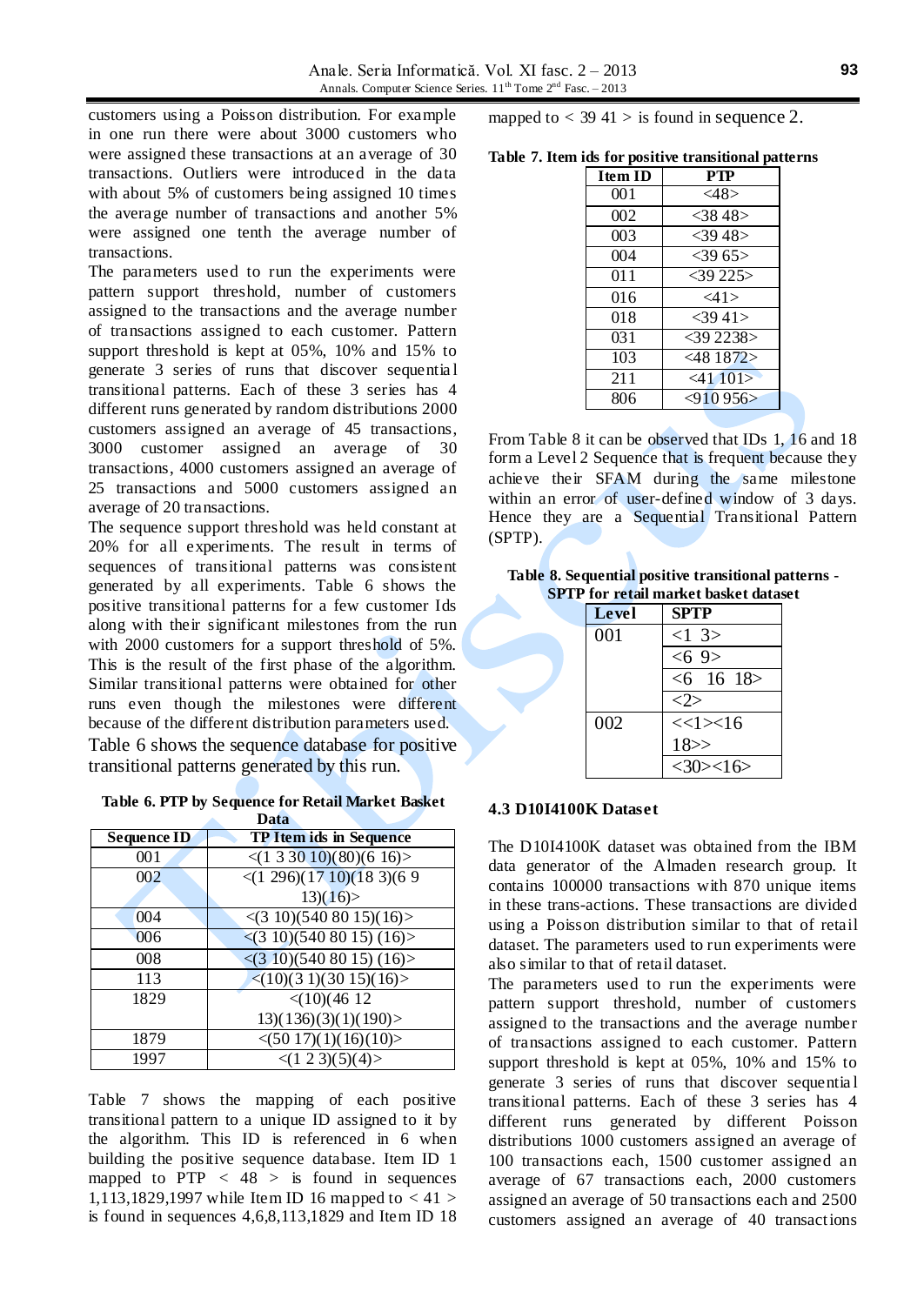customers using a Poisson distribution. For example in one run there were about 3000 customers who were assigned these transactions at an average of 30 transactions. Outliers were introduced in the data with about 5% of customers being assigned 10 times the average number of transactions and another 5% were assigned one tenth the average number of transactions.

The parameters used to run the experiments were pattern support threshold, number of customers assigned to the transactions and the average number of transactions assigned to each customer. Pattern support threshold is kept at 05%, 10% and 15% to generate 3 series of runs that discover sequential transitional patterns. Each of these 3 series has 4 different runs generated by random distributions 2000 customers assigned an average of 45 transactions, 3000 customer assigned an average of 30 transactions, 4000 customers assigned an average of 25 transactions and 5000 customers assigned an average of 20 transactions.

The sequence support threshold was held constant at 20% for all experiments. The result in terms of sequences of transitional patterns was consistent generated by all experiments. Table 6 shows the positive transitional patterns for a few customer Ids along with their significant milestones from the run with 2000 customers for a support threshold of 5%. This is the result of the first phase of the algorithm. Similar transitional patterns were obtained for other runs even though the milestones were different because of the different distribution parameters used.

Table 6 shows the sequence database for positive transitional patterns generated by this run.

**Table 6. PTP by Sequence for Retail Market Basket Data**

| Sequence ID | TP Item ids in Sequence |
|---|---|
| 001 | <(1 3 30 10)(80)(6 16)> |
| 002 | <(1 296)(17 10)(18 3)(6 9 13)(16)> |
| 004 | <(3 10)(540 80 15)(16)> |
| 006 | <(3 10)(540 80 15) (16)> |
| 008 | <(3 10)(540 80 15) (16)> |
| 113 | <(10)(3 1)(30 15)(16)> |
| 1829 | <(10)(46 12 13)(136)(3)(1)(190)> |
| 1879 | <(50 17)(1)(16)(10)> |
| 1997 | <(1 2 3)(5)(4)> |

Table 7 shows the mapping of each positive transitional pattern to a unique ID assigned to it by the algorithm. This ID is referenced in 6 when building the positive sequence database. Item ID 1 mapped to PTP < 48 > is found in sequences 1,113,1829,1997 while Item ID 16 mapped to < 41 > is found in sequences 4,6,8,113,1829 and Item ID 18 mapped to < 39 41 > is found in sequence 2.

**Table 7. Item ids for positive transitional patterns**

| Item ID | PTP |
|---|---|
| 001 | <48> |
| 002 | <38 48> |
| 003 | <39 48> |
| 004 | <39 65> |
| 011 | <39 225> |
| 016 | <41> |
| 018 | <39 41> |
| 031 | <39 2238> |
| 103 | <48 1872> |
| 211 | <41 101> |
| 806 | <910 956> |

From Table 8 it can be observed that IDs 1, 16 and 18 form a Level 2 Sequence that is frequent because they achieve their SFAM during the same milestone within an error of user-defined window of 3 days. Hence they are a Sequential Transitional Pattern (SPTP).

**Table 8. Sequential positive transitional patterns - SPTP for retail market basket dataset**

| Level | SPTP |
|---|---|
| 001 | <1 3> |
| | <6 9> |
| | <6 16 18> |
| | <2> |
| 002 | <<1><16 18>> |
| | <30><16> |

### 4.3 D10I4100K Dataset

The D10I4100K dataset was obtained from the IBM data generator of the Almaden research group. It contains 100000 transactions with 870 unique items in these trans-actions. These transactions are divided using a Poisson distribution similar to that of retail dataset. The parameters used to run experiments were also similar to that of retail dataset.

The parameters used to run the experiments were pattern support threshold, number of customers assigned to the transactions and the average number of transactions assigned to each customer. Pattern support threshold is kept at 05%, 10% and 15% to generate 3 series of runs that discover sequential transitional patterns. Each of these 3 series has 4 different runs generated by different Poisson distributions 1000 customers assigned an average of 100 transactions each, 1500 customer assigned an average of 67 transactions each, 2000 customers assigned an average of 50 transactions each and 2500 customers assigned an average of 40 transactions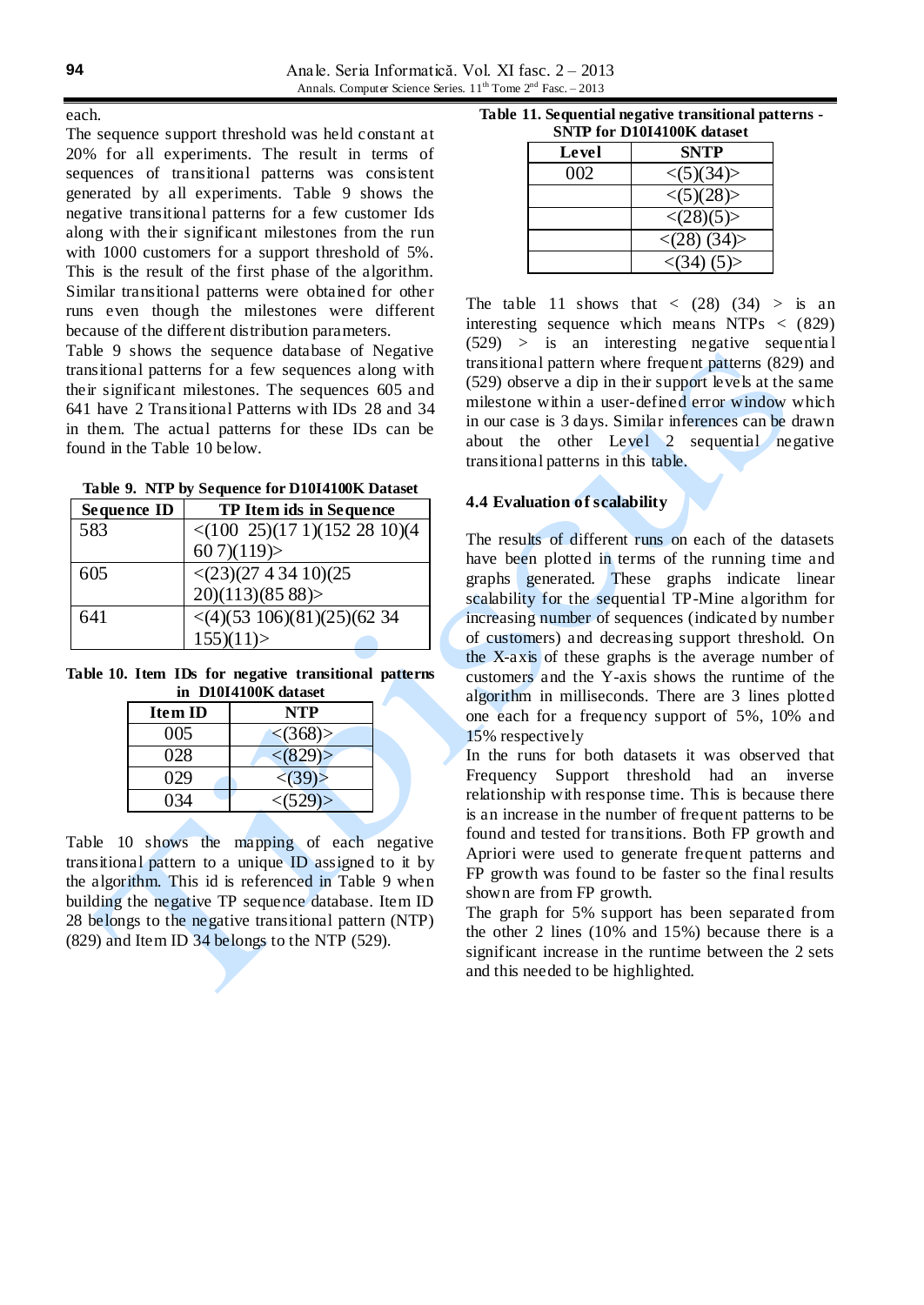each.

The sequence support threshold was held constant at 20% for all experiments. The result in terms of sequences of transitional patterns was consistent generated by all experiments. Table 9 shows the negative transitional patterns for a few customer Ids along with their significant milestones from the run with 1000 customers for a support threshold of 5%. This is the result of the first phase of the algorithm. Similar transitional patterns were obtained for other runs even though the milestones were different because of the different distribution parameters.

Table 9 shows the sequence database of Negative transitional patterns for a few sequences along with their significant milestones. The sequences 605 and 641 have 2 Transitional Patterns with IDs 28 and 34 in them. The actual patterns for these IDs can be found in the Table 10 below.

**Table 9. NTP by Sequence for D10I4100K Dataset**

| Sequence ID | TP Item ids in Sequence |
|---|---|
| 583 | <(100 25)(17 1)(152 28 10)(4 60 7)(119)> |
| 605 | <(23)(27 4 34 10)(25 20)(113)(85 88)> |
| 641 | <(4)(53 106)(81)(25)(62 34 155)(11)> |

**Table 10. Item IDs for negative transitional patterns in D10I4100K dataset**

| Item ID | NTP |
|---|---|
| 005 | <(368)> |
| 028 | <(829)> |
| 029 | <(39)> |
| 034 | <(529)> |

Table 10 shows the mapping of each negative transitional pattern to a unique ID assigned to it by the algorithm. This id is referenced in Table 9 when building the negative TP sequence database. Item ID 28 belongs to the negative transitional pattern (NTP) (829) and Item ID 34 belongs to the NTP (529).

**Table 11. Sequential negative transitional patterns - SNTP for D10I4100K dataset**

| Level | SNTP |
|---|---|
| 002 | <(5)(34)> |
| | <(5)(28)> |
| | <(28)(5)> |
| | <(28) (34)> |
| | <(34) (5)> |

The table 11 shows that < (28) (34) > is an interesting sequence which means NTPs < (829) (529) > is an interesting negative sequential transitional pattern where frequent patterns (829) and (529) observe a dip in their support levels at the same milestone within a user-defined error window which in our case is 3 days. Similar inferences can be drawn about the other Level 2 sequential negative transitional patterns in this table.

### 4.4 Evaluation of scalability

The results of different runs on each of the datasets have been plotted in terms of the running time and graphs generated. These graphs indicate linear scalability for the sequential TP-Mine algorithm for increasing number of sequences (indicated by number of customers) and decreasing support threshold. On the X-axis of these graphs is the average number of customers and the Y-axis shows the runtime of the algorithm in milliseconds. There are 3 lines plotted one each for a frequency support of 5%, 10% and 15% respectively

In the runs for both datasets it was observed that Frequency Support threshold had an inverse relationship with response time. This is because there is an increase in the number of frequent patterns to be found and tested for transitions. Both FP growth and Apriori were used to generate frequent patterns and FP growth was found to be faster so the final results shown are from FP growth.

The graph for 5% support has been separated from the other 2 lines (10% and 15%) because there is a significant increase in the runtime between the 2 sets and this needed to be highlighted.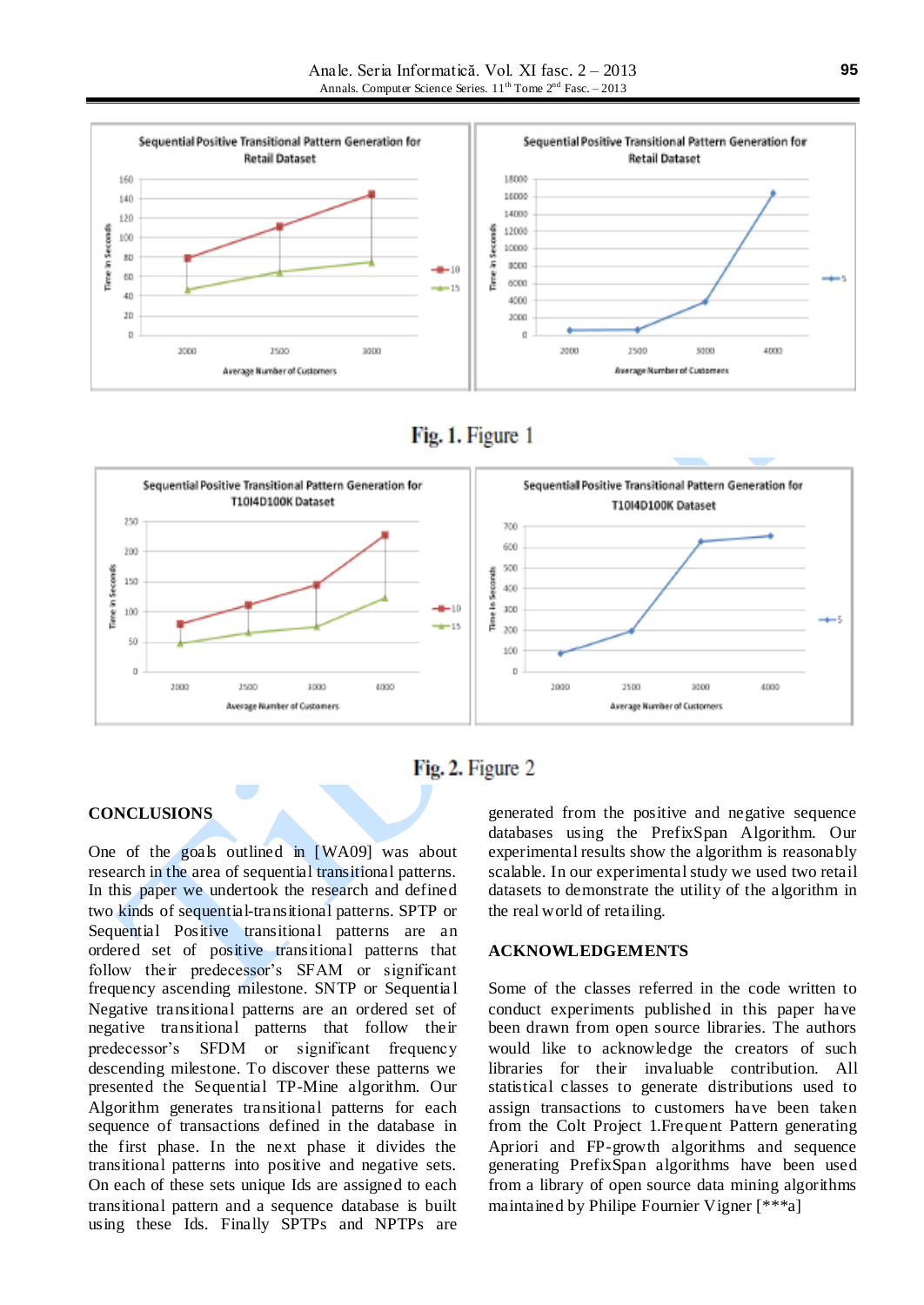Fig. 1. Figure 1

Fig. 2. Figure 2

## CONCLUSIONS

One of the goals outlined in [WA09] was about research in the area of sequential transitional patterns. In this paper we undertook the research and defined two kinds of sequential-transitional patterns. SPTP or Sequential Positive transitional patterns are an ordered set of positive transitional patterns that follow their predecessor's SFAM or significant frequency ascending milestone. SNTP or Sequential Negative transitional patterns are an ordered set of negative transitional patterns that follow their predecessor's SFDM or significant frequency descending milestone. To discover these patterns we presented the Sequential TP-Mine algorithm. Our Algorithm generates transitional patterns for each sequence of transactions defined in the database in the first phase. In the next phase it divides the transitional patterns into positive and negative sets. On each of these sets unique Ids are assigned to each transitional pattern and a sequence database is built using these Ids. Finally SPTPs and NPTPs are generated from the positive and negative sequence databases using the PrefixSpan Algorithm. Our experimental results show the algorithm is reasonably scalable. In our experimental study we used two retail datasets to demonstrate the utility of the algorithm in the real world of retailing.

## ACKNOWLEDGEMENTS

Some of the classes referred in the code written to conduct experiments published in this paper have been drawn from open source libraries. The authors would like to acknowledge the creators of such libraries for their invaluable contribution. All statistical classes to generate distributions used to assign transactions to customers have been taken from the Colt Project 1.Frequent Pattern generating Apriori and FP-growth algorithms and sequence generating PrefixSpan algorithms have been used from a library of open source data mining algorithms maintained by Philipe Fournier Vigner [***a]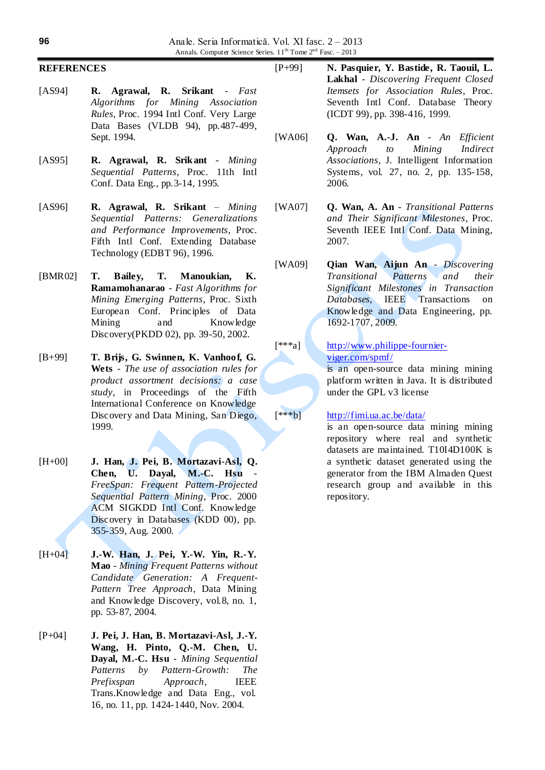## REFERENCES

[AS94] **R. Agrawal, R. Srikant** - *Fast Algorithms for Mining Association Rules*, Proc. 1994 Intl Conf. Very Large Data Bases (VLDB 94), pp.487-499, Sept. 1994.

[AS95] **R. Agrawal, R. Srikant** - *Mining Sequential Patterns*, Proc. 11th Intl Conf. Data Eng., pp.3-14, 1995.

[AS96] **R. Agrawal, R. Srikant** – *Mining Sequential Patterns: Generalizations and Performance Improvements*, Proc. Fifth Intl Conf. Extending Database Technology (EDBT 96), 1996.

[BMR02] **T. Bailey, T. Manoukian, K. Ramamohanarao** - *Fast Algorithms for Mining Emerging Patterns*, Proc. Sixth European Conf. Principles of Data Mining and Knowledge Discovery(PKDD 02), pp. 39-50, 2002.

[B+99] **T. Brijs, G. Swinnen, K. Vanhoof, G. Wets** - *The use of association rules for product assortment decisions: a case study*, in Proceedings of the Fifth International Conference on Knowledge Discovery and Data Mining, San Diego, 1999.

[H+00] **J. Han, J. Pei, B. Mortazavi-Asl, Q. Chen, U. Dayal, M.-C. Hsu** - *FreeSpan: Frequent Pattern-Projected Sequential Pattern Mining*, Proc. 2000 ACM SIGKDD Intl Conf. Knowledge Discovery in Databases (KDD 00), pp. 355-359, Aug. 2000.

[H+04] **J.-W. Han, J. Pei, Y.-W. Yin, R.-Y. Mao** - *Mining Frequent Patterns without Candidate Generation: A Frequent-Pattern Tree Approach*, Data Mining and Knowledge Discovery, vol.8, no. 1, pp. 53-87, 2004.

[P+04] **J. Pei, J. Han, B. Mortazavi-Asl, J.-Y. Wang, H. Pinto, Q.-M. Chen, U. Dayal, M.-C. Hsu** - *Mining Sequential Patterns by Pattern-Growth: The Prefixspan Approach*, IEEE Trans.Knowledge and Data Eng., vol. 16, no. 11, pp. 1424-1440, Nov. 2004.

[P+99] **N. Pasquier, Y. Bastide, R. Taouil, L. Lakhal** - *Discovering Frequent Closed Itemsets for Association Rules*, Proc. Seventh Intl Conf. Database Theory (ICDT 99), pp. 398-416, 1999.

[WA06] **Q. Wan, A.-J. An** - *An Efficient Approach to Mining Indirect Associations*, J. Intelligent Information Systems, vol. 27, no. 2, pp. 135-158, 2006.

[WA07] **Q. Wan, A. An** - *Transitional Patterns and Their Significant Milestones*, Proc. Seventh IEEE Intl Conf. Data Mining, 2007.

[WA09] **Qian Wan, Aijun An** - *Discovering Transitional Patterns and their Significant Milestones in Transaction Databases*, IEEE Transactions on Knowledge and Data Engineering, pp. 1692-1707, 2009.

[***a] http://www.philippe-fournier-viger.com/spmf/
is an open-source data mining mining platform written in Java. It is distributed under the GPL v3 license

[***b] http://fimi.ua.ac.be/data/
is an open-source data mining mining repository where real and synthetic datasets are maintained. T10I4D100K is a synthetic dataset generated using the generator from the IBM Almaden Quest research group and available in this repository.